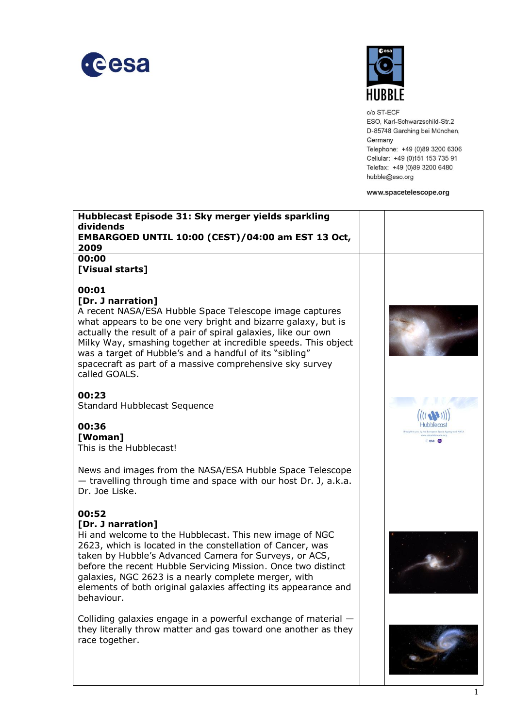esa

HUBBLE

c/o ST-ECF
ESO, Karl-Schwarzschild-Str.2
D-85748 Garching bei München,
Germany
Telephone: +49 (0)89 3200 6306
Cellular: +49 (0)151 153 735 91
Telefax: +49 (0)89 3200 6480
hubble@eso.org

www.spacetelescope.org

**Hubblecast Episode 31: Sky merger yields sparkling dividends**
**EMBARGOED UNTIL 10:00 (CEST)/04:00 am EST 13 Oct, 2009**

**00:00**
**[Visual starts]**

**00:01**
**[Dr. J narration]**
A recent NASA/ESA Hubble Space Telescope image captures what appears to be one very bright and bizarre galaxy, but is actually the result of a pair of spiral galaxies, like our own Milky Way, smashing together at incredible speeds. This object was a target of Hubble's and a handful of its "sibling" spacecraft as part of a massive comprehensive sky survey called GOALS.

**00:23**
Standard Hubblecast Sequence

**00:36**
**[Woman]**
This is the Hubblecast!

News and images from the NASA/ESA Hubble Space Telescope — travelling through time and space with our host Dr. J, a.k.a. Dr. Joe Liske.

**00:52**
**[Dr. J narration]**
Hi and welcome to the Hubblecast. This new image of NGC 2623, which is located in the constellation of Cancer, was taken by Hubble's Advanced Camera for Surveys, or ACS, before the recent Hubble Servicing Mission. Once two distinct galaxies, NGC 2623 is a nearly complete merger, with elements of both original galaxies affecting its appearance and behaviour.

Colliding galaxies engage in a powerful exchange of material — they literally throw matter and gas toward one another as they race together.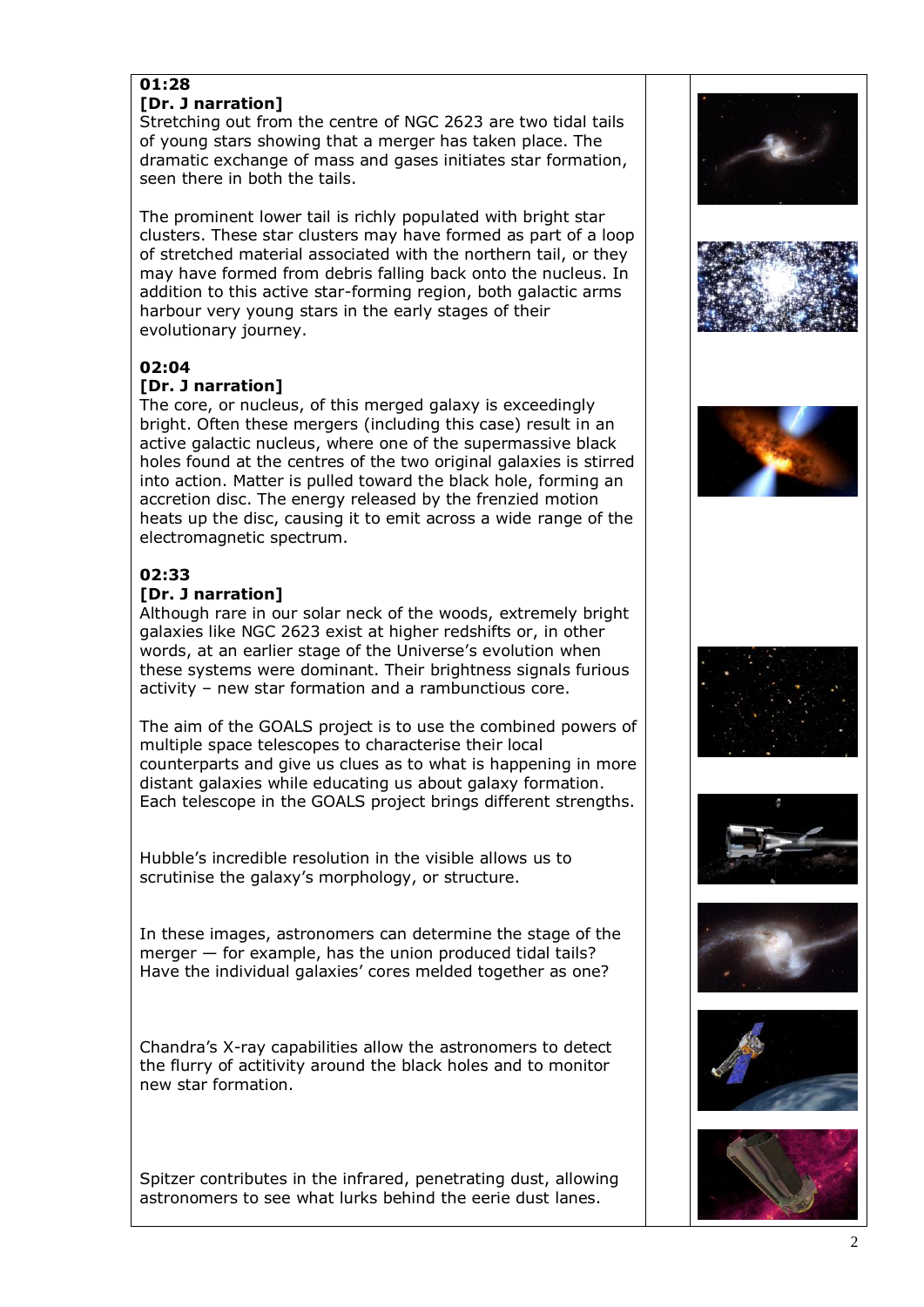**01:28**
**[Dr. J narration]**
Stretching out from the centre of NGC 2623 are two tidal tails of young stars showing that a merger has taken place. The dramatic exchange of mass and gases initiates star formation, seen there in both the tails.

The prominent lower tail is richly populated with bright star clusters. These star clusters may have formed as part of a loop of stretched material associated with the northern tail, or they may have formed from debris falling back onto the nucleus. In addition to this active star-forming region, both galactic arms harbour very young stars in the early stages of their evolutionary journey.

**02:04**
**[Dr. J narration]**
The core, or nucleus, of this merged galaxy is exceedingly bright. Often these mergers (including this case) result in an active galactic nucleus, where one of the supermassive black holes found at the centres of the two original galaxies is stirred into action. Matter is pulled toward the black hole, forming an accretion disc. The energy released by the frenzied motion heats up the disc, causing it to emit across a wide range of the electromagnetic spectrum.

**02:33**
**[Dr. J narration]**
Although rare in our solar neck of the woods, extremely bright galaxies like NGC 2623 exist at higher redshifts or, in other words, at an earlier stage of the Universe's evolution when these systems were dominant. Their brightness signals furious activity – new star formation and a rambunctious core.

The aim of the GOALS project is to use the combined powers of multiple space telescopes to characterise their local counterparts and give us clues as to what is happening in more distant galaxies while educating us about galaxy formation. Each telescope in the GOALS project brings different strengths.

Hubble's incredible resolution in the visible allows us to scrutinise the galaxy's morphology, or structure.

In these images, astronomers can determine the stage of the merger — for example, has the union produced tidal tails? Have the individual galaxies' cores melded together as one?

Chandra's X-ray capabilities allow the astronomers to detect the flurry of actitivity around the black holes and to monitor new star formation.

Spitzer contributes in the infrared, penetrating dust, allowing astronomers to see what lurks behind the eerie dust lanes.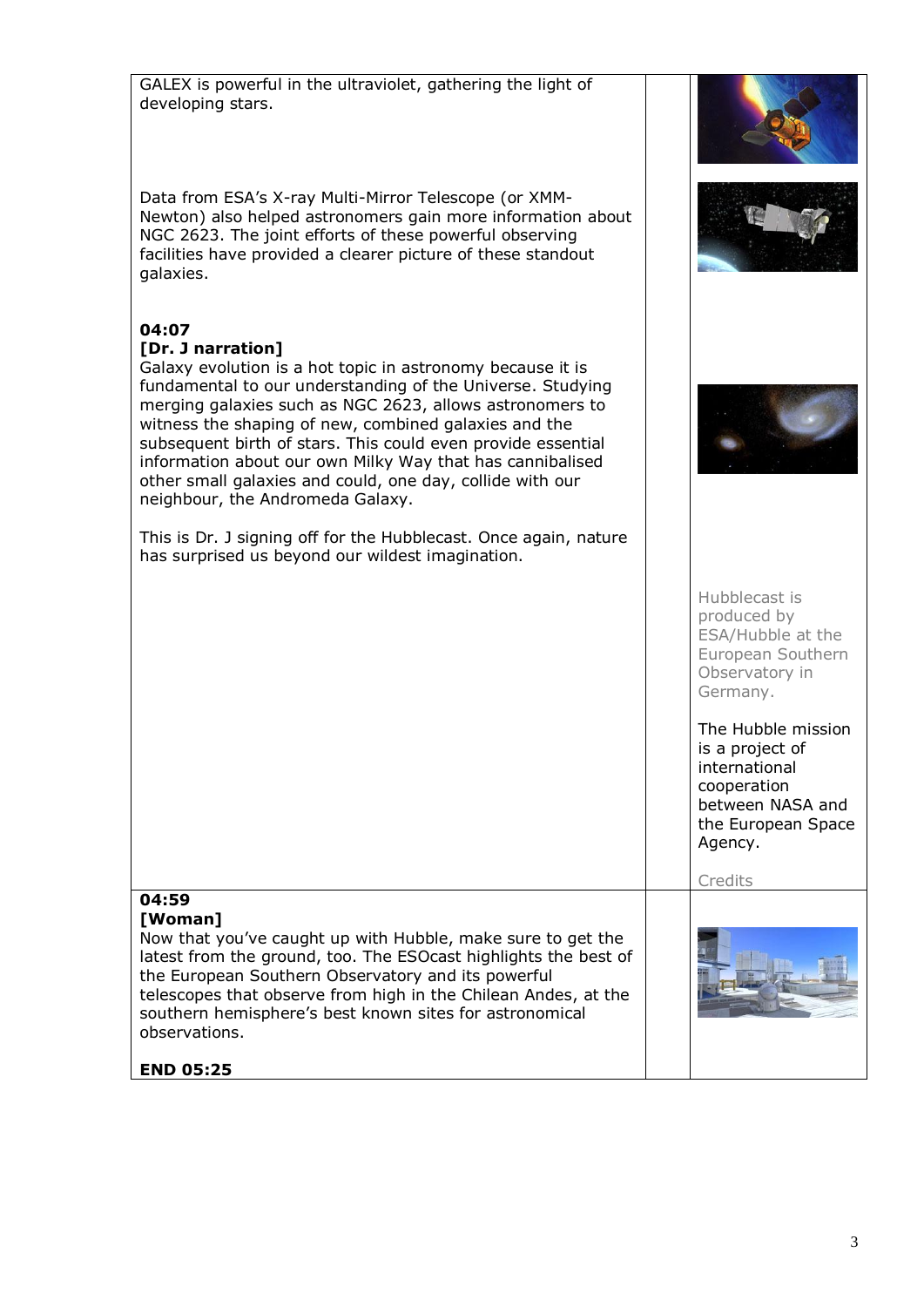| | | |
|---|---|---|
| GALEX is powerful in the ultraviolet, gathering the light of developing stars.<br><br>Data from ESA's X-ray Multi-Mirror Telescope (or XMM-Newton) also helped astronomers gain more information about NGC 2623. The joint efforts of these powerful observing facilities have provided a clearer picture of these standout galaxies.<br><br>**04:07**<br>**[Dr. J narration]**<br>Galaxy evolution is a hot topic in astronomy because it is fundamental to our understanding of the Universe. Studying merging galaxies such as NGC 2623, allows astronomers to witness the shaping of new, combined galaxies and the subsequent birth of stars. This could even provide essential information about our own Milky Way that has cannibalised other small galaxies and could, one day, collide with our neighbour, the Andromeda Galaxy.<br><br>This is Dr. J signing off for the Hubblecast. Once again, nature has surprised us beyond our wildest imagination. | | Hubblecast is produced by ESA/Hubble at the European Southern Observatory in Germany.<br><br>The Hubble mission is a project of international cooperation between NASA and the European Space Agency.<br><br>Credits |
| **04:59**<br>**[Woman]**<br>Now that you've caught up with Hubble, make sure to get the latest from the ground, too. The ESOcast highlights the best of the European Southern Observatory and its powerful telescopes that observe from high in the Chilean Andes, at the southern hemisphere's best known sites for astronomical observations.<br><br>**END 05:25** | | |